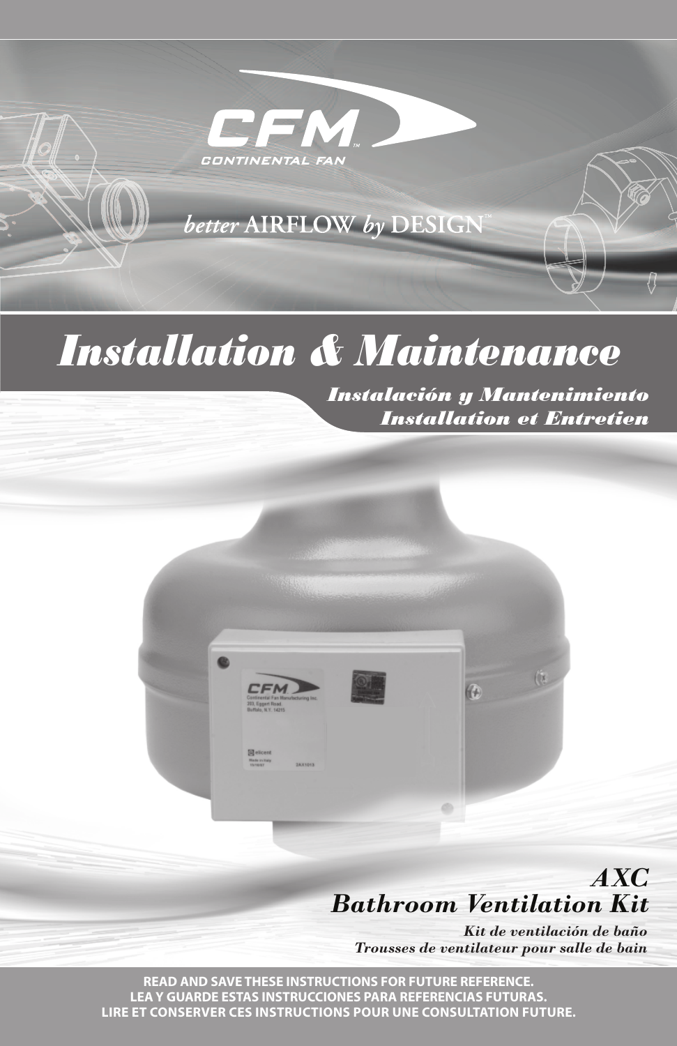CFM
CONTINENTAL FAN

*better* AIRFLOW *by* DESIGN™

# *Installation & Maintenance*

*Instalación y Mantenimiento*
*Installation et Entretien*

## *AXC Bathroom Ventilation Kit*

*Kit de ventilación de baño*
*Trousses de ventilateur pour salle de bain*

**READ AND SAVE THESE INSTRUCTIONS FOR FUTURE REFERENCE.**
**LEA Y GUARDE ESTAS INSTRUCCIONES PARA REFERENCIAS FUTURAS.**
**LIRE ET CONSERVER CES INSTRUCTIONS POUR UNE CONSULTATION FUTURE.**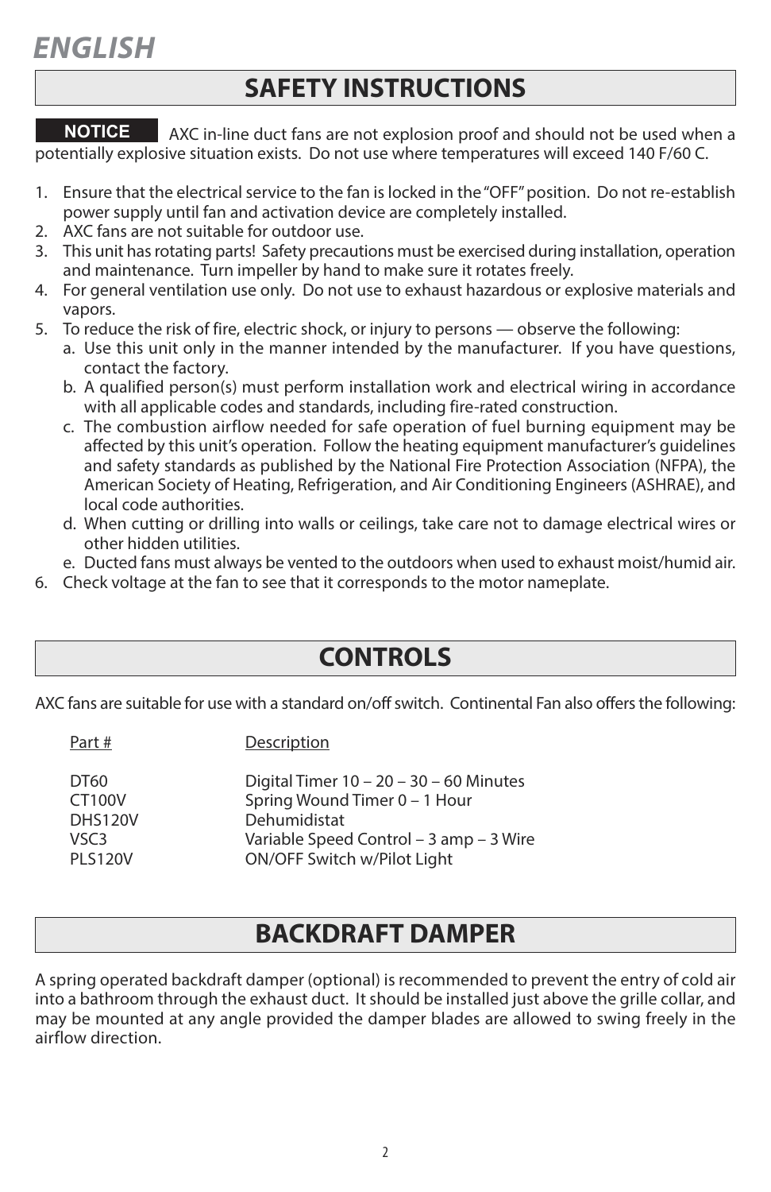# *ENGLISH*

## SAFETY INSTRUCTIONS

**NOTICE** AXC in-line duct fans are not explosion proof and should not be used when a potentially explosive situation exists. Do not use where temperatures will exceed 140 F/60 C.

1. Ensure that the electrical service to the fan is locked in the "OFF" position. Do not re-establish power supply until fan and activation device are completely installed.
2. AXC fans are not suitable for outdoor use.
3. This unit has rotating parts! Safety precautions must be exercised during installation, operation and maintenance. Turn impeller by hand to make sure it rotates freely.
4. For general ventilation use only. Do not use to exhaust hazardous or explosive materials and vapors.
5. To reduce the risk of fire, electric shock, or injury to persons — observe the following:
   a. Use this unit only in the manner intended by the manufacturer. If you have questions, contact the factory.
   b. A qualified person(s) must perform installation work and electrical wiring in accordance with all applicable codes and standards, including fire-rated construction.
   c. The combustion airflow needed for safe operation of fuel burning equipment may be affected by this unit's operation. Follow the heating equipment manufacturer's guidelines and safety standards as published by the National Fire Protection Association (NFPA), the American Society of Heating, Refrigeration, and Air Conditioning Engineers (ASHRAE), and local code authorities.
   d. When cutting or drilling into walls or ceilings, take care not to damage electrical wires or other hidden utilities.
   e. Ducted fans must always be vented to the outdoors when used to exhaust moist/humid air.
6. Check voltage at the fan to see that it corresponds to the motor nameplate.

## CONTROLS

AXC fans are suitable for use with a standard on/off switch. Continental Fan also offers the following:

| Part # | Description |
|---|---|
| DT60 | Digital Timer 10 – 20 – 30 – 60 Minutes |
| CT100V | Spring Wound Timer 0 – 1 Hour |
| DHS120V | Dehumidistat |
| VSC3 | Variable Speed Control – 3 amp – 3 Wire |
| PLS120V | ON/OFF Switch w/Pilot Light |

## BACKDRAFT DAMPER

A spring operated backdraft damper (optional) is recommended to prevent the entry of cold air into a bathroom through the exhaust duct. It should be installed just above the grille collar, and may be mounted at any angle provided the damper blades are allowed to swing freely in the airflow direction.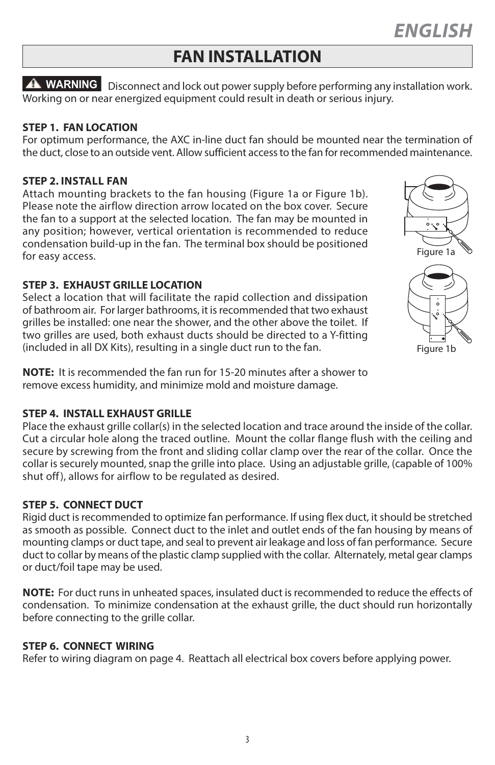# FAN INSTALLATION

**⚠ WARNING** Disconnect and lock out power supply before performing any installation work. Working on or near energized equipment could result in death or serious injury.

**STEP 1. FAN LOCATION**
For optimum performance, the AXC in-line duct fan should be mounted near the termination of the duct, close to an outside vent. Allow sufficient access to the fan for recommended maintenance.

**STEP 2. INSTALL FAN**
Attach mounting brackets to the fan housing (Figure 1a or Figure 1b). Please note the airflow direction arrow located on the box cover. Secure the fan to a support at the selected location. The fan may be mounted in any position; however, vertical orientation is recommended to reduce condensation build-up in the fan. The terminal box should be positioned for easy access.

Figure 1a

Figure 1b

**STEP 3. EXHAUST GRILLE LOCATION**
Select a location that will facilitate the rapid collection and dissipation of bathroom air. For larger bathrooms, it is recommended that two exhaust grilles be installed: one near the shower, and the other above the toilet. If two grilles are used, both exhaust ducts should be directed to a Y-fitting (included in all DX Kits), resulting in a single duct run to the fan.

**NOTE:** It is recommended the fan run for 15-20 minutes after a shower to remove excess humidity, and minimize mold and moisture damage.

**STEP 4. INSTALL EXHAUST GRILLE**
Place the exhaust grille collar(s) in the selected location and trace around the inside of the collar. Cut a circular hole along the traced outline. Mount the collar flange flush with the ceiling and secure by screwing from the front and sliding collar clamp over the rear of the collar. Once the collar is securely mounted, snap the grille into place. Using an adjustable grille, (capable of 100% shut off), allows for airflow to be regulated as desired.

**STEP 5. CONNECT DUCT**
Rigid duct is recommended to optimize fan performance. If using flex duct, it should be stretched as smooth as possible. Connect duct to the inlet and outlet ends of the fan housing by means of mounting clamps or duct tape, and seal to prevent air leakage and loss of fan performance. Secure duct to collar by means of the plastic clamp supplied with the collar. Alternately, metal gear clamps or duct/foil tape may be used.

**NOTE:** For duct runs in unheated spaces, insulated duct is recommended to reduce the effects of condensation. To minimize condensation at the exhaust grille, the duct should run horizontally before connecting to the grille collar.

**STEP 6. CONNECT WIRING**
Refer to wiring diagram on page 4. Reattach all electrical box covers before applying power.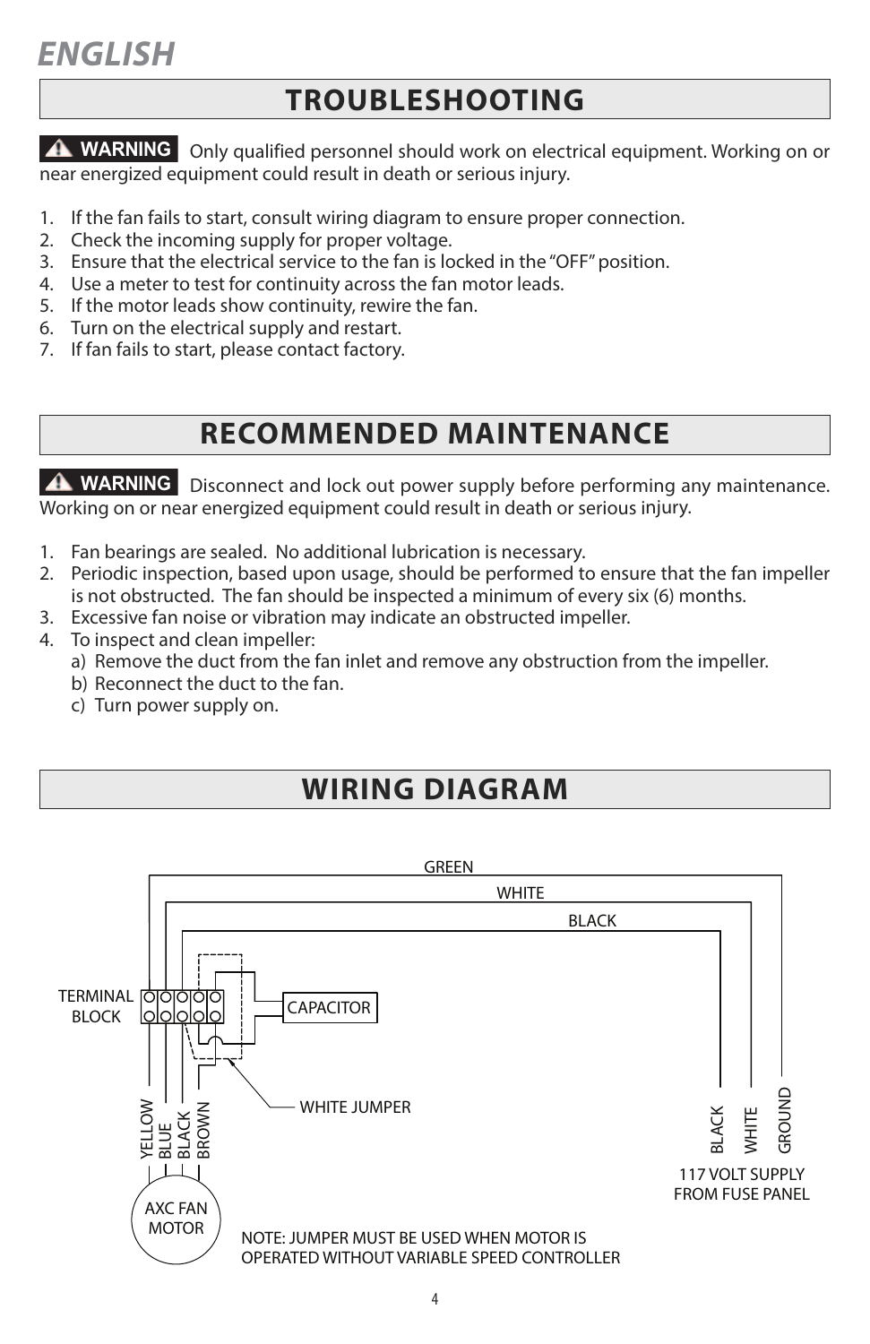# ENGLISH

## TROUBLESHOOTING

**⚠ WARNING** Only qualified personnel should work on electrical equipment. Working on or near energized equipment could result in death or serious injury.

1. If the fan fails to start, consult wiring diagram to ensure proper connection.
2. Check the incoming supply for proper voltage.
3. Ensure that the electrical service to the fan is locked in the "OFF" position.
4. Use a meter to test for continuity across the fan motor leads.
5. If the motor leads show continuity, rewire the fan.
6. Turn on the electrical supply and restart.
7. If fan fails to start, please contact factory.

## RECOMMENDED MAINTENANCE

**⚠ WARNING** Disconnect and lock out power supply before performing any maintenance. Working on or near energized equipment could result in death or serious injury.

1. Fan bearings are sealed. No additional lubrication is necessary.
2. Periodic inspection, based upon usage, should be performed to ensure that the fan impeller is not obstructed. The fan should be inspected a minimum of every six (6) months.
3. Excessive fan noise or vibration may indicate an obstructed impeller.
4. To inspect and clean impeller:
   a) Remove the duct from the fan inlet and remove any obstruction from the impeller.
   b) Reconnect the duct to the fan.
   c) Turn power supply on.

## WIRING DIAGRAM

GREEN

WHITE

BLACK

TERMINAL BLOCK

CAPACITOR

WHITE JUMPER

YELLOW BLUE BLACK BROWN

AXC FAN MOTOR

BLACK WHITE GROUND

117 VOLT SUPPLY FROM FUSE PANEL

NOTE: JUMPER MUST BE USED WHEN MOTOR IS OPERATED WITHOUT VARIABLE SPEED CONTROLLER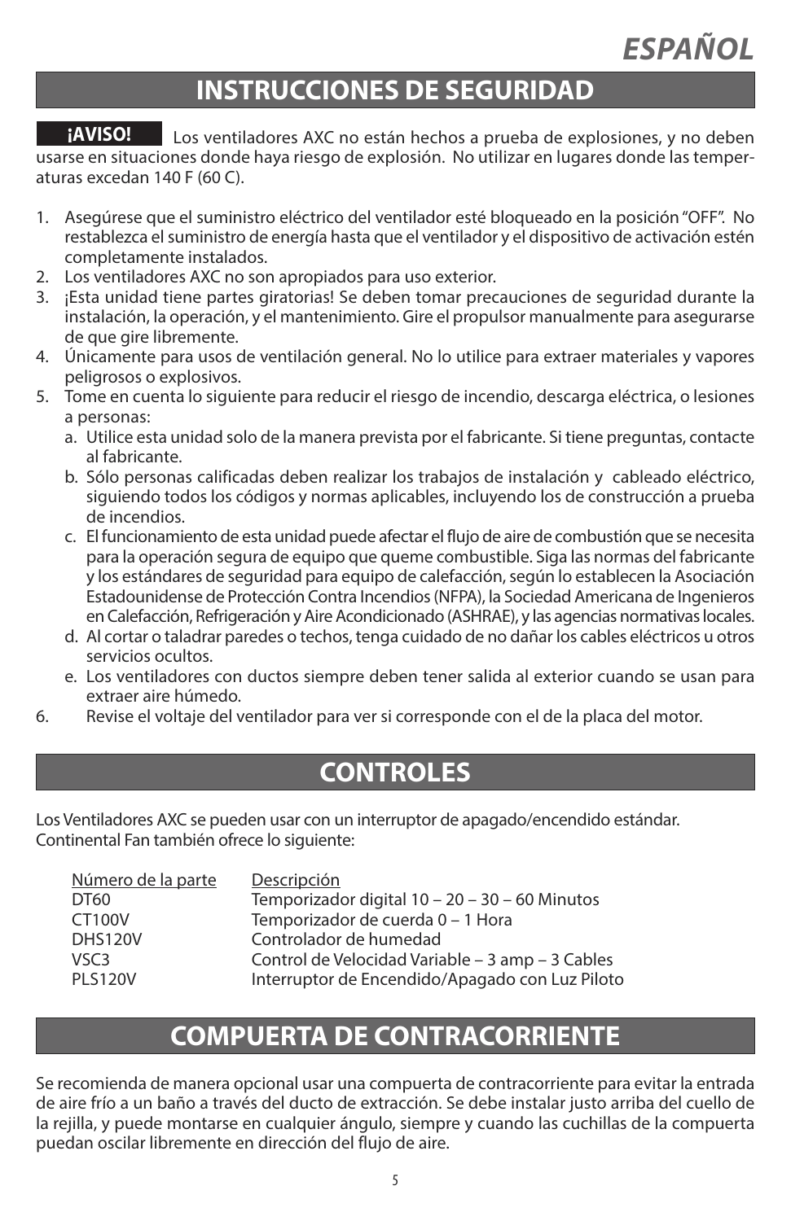# *ESPAÑOL*

## INSTRUCCIONES DE SEGURIDAD

**¡AVISO!** Los ventiladores AXC no están hechos a prueba de explosiones, y no deben usarse en situaciones donde haya riesgo de explosión. No utilizar en lugares donde las temperaturas excedan 140 F (60 C).

1. Asegúrese que el suministro eléctrico del ventilador esté bloqueado en la posición "OFF". No restablezca el suministro de energía hasta que el ventilador y el dispositivo de activación estén completamente instalados.
2. Los ventiladores AXC no son apropiados para uso exterior.
3. ¡Esta unidad tiene partes giratorias! Se deben tomar precauciones de seguridad durante la instalación, la operación, y el mantenimiento. Gire el propulsor manualmente para asegurarse de que gire libremente.
4. Únicamente para usos de ventilación general. No lo utilice para extraer materiales y vapores peligrosos o explosivos.
5. Tome en cuenta lo siguiente para reducir el riesgo de incendio, descarga eléctrica, o lesiones a personas:
   a. Utilice esta unidad solo de la manera prevista por el fabricante. Si tiene preguntas, contacte al fabricante.
   b. Sólo personas calificadas deben realizar los trabajos de instalación y cableado eléctrico, siguiendo todos los códigos y normas aplicables, incluyendo los de construcción a prueba de incendios.
   c. El funcionamiento de esta unidad puede afectar el flujo de aire de combustión que se necesita para la operación segura de equipo que queme combustible. Siga las normas del fabricante y los estándares de seguridad para equipo de calefacción, según lo establecen la Asociación Estadounidense de Protección Contra Incendios (NFPA), la Sociedad Americana de Ingenieros en Calefacción, Refrigeración y Aire Acondicionado (ASHRAE), y las agencias normativas locales.
   d. Al cortar o taladrar paredes o techos, tenga cuidado de no dañar los cables eléctricos u otros servicios ocultos.
   e. Los ventiladores con ductos siempre deben tener salida al exterior cuando se usan para extraer aire húmedo.
6. Revise el voltaje del ventilador para ver si corresponde con el de la placa del motor.

## CONTROLES

Los Ventiladores AXC se pueden usar con un interruptor de apagado/encendido estándar. Continental Fan también ofrece lo siguiente:

| Número de la parte | Descripción |
|---|---|
| DT60 | Temporizador digital 10 – 20 – 30 – 60 Minutos |
| CT100V | Temporizador de cuerda 0 – 1 Hora |
| DHS120V | Controlador de humedad |
| VSC3 | Control de Velocidad Variable – 3 amp – 3 Cables |
| PLS120V | Interruptor de Encendido/Apagado con Luz Piloto |

## COMPUERTA DE CONTRACORRIENTE

Se recomienda de manera opcional usar una compuerta de contracorriente para evitar la entrada de aire frío a un baño a través del ducto de extracción. Se debe instalar justo arriba del cuello de la rejilla, y puede montarse en cualquier ángulo, siempre y cuando las cuchillas de la compuerta puedan oscilar libremente en dirección del flujo de aire.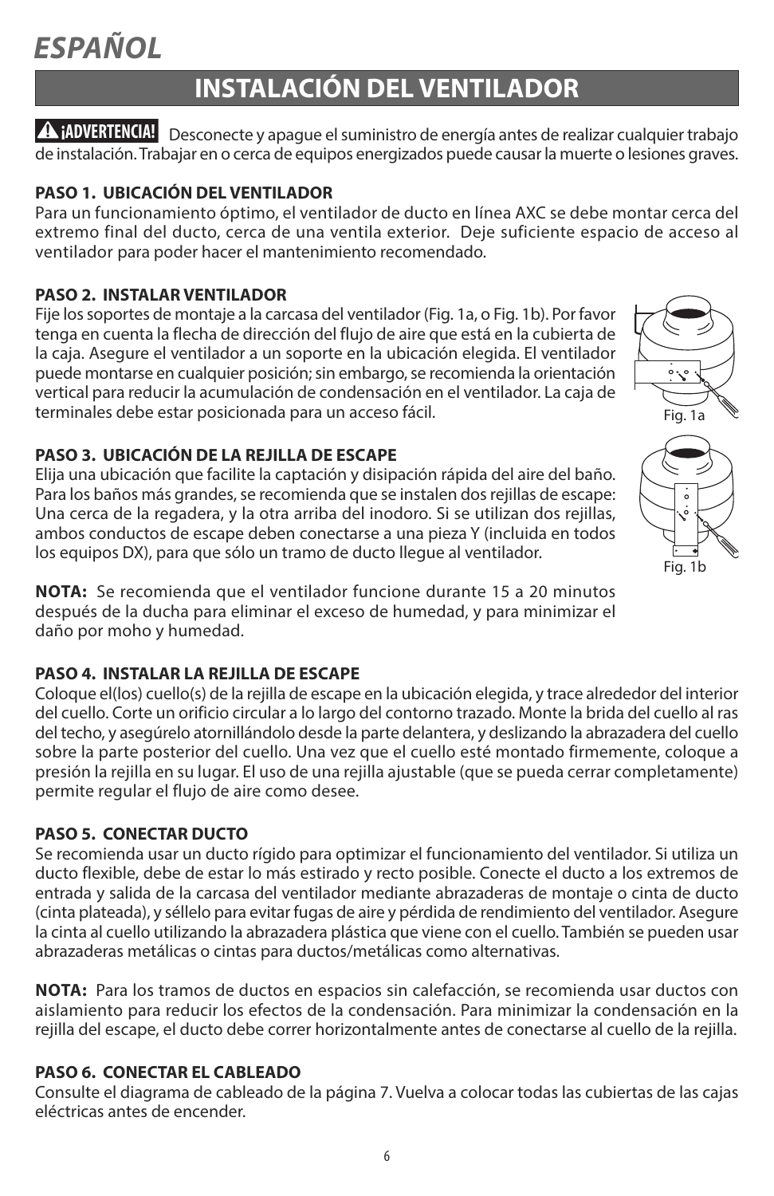# *ESPAÑOL*

## INSTALACIÓN DEL VENTILADOR

**⚠ ¡ADVERTENCIA!** Desconecte y apague el suministro de energía antes de realizar cualquier trabajo de instalación. Trabajar en o cerca de equipos energizados puede causar la muerte o lesiones graves.

**PASO 1. UBICACIÓN DEL VENTILADOR**
Para un funcionamiento óptimo, el ventilador de ducto en línea AXC se debe montar cerca del extremo final del ducto, cerca de una ventila exterior. Deje suficiente espacio de acceso al ventilador para poder hacer el mantenimiento recomendado.

**PASO 2. INSTALAR VENTILADOR**
Fije los soportes de montaje a la carcasa del ventilador (Fig. 1a, o Fig. 1b). Por favor tenga en cuenta la flecha de dirección del flujo de aire que está en la cubierta de la caja. Asegure el ventilador a un soporte en la ubicación elegida. El ventilador puede montarse en cualquier posición; sin embargo, se recomienda la orientación vertical para reducir la acumulación de condensación en el ventilador. La caja de terminales debe estar posicionada para un acceso fácil.

Fig. 1a

**PASO 3. UBICACIÓN DE LA REJILLA DE ESCAPE**
Elija una ubicación que facilite la captación y disipación rápida del aire del baño. Para los baños más grandes, se recomienda que se instalen dos rejillas de escape: Una cerca de la regadera, y la otra arriba del inodoro. Si se utilizan dos rejillas, ambos conductos de escape deben conectarse a una pieza Y (incluida en todos los equipos DX), para que sólo un tramo de ducto llegue al ventilador.

Fig. 1b

**NOTA:** Se recomienda que el ventilador funcione durante 15 a 20 minutos después de la ducha para eliminar el exceso de humedad, y para minimizar el daño por moho y humedad.

**PASO 4. INSTALAR LA REJILLA DE ESCAPE**
Coloque el(los) cuello(s) de la rejilla de escape en la ubicación elegida, y trace alrededor del interior del cuello. Corte un orificio circular a lo largo del contorno trazado. Monte la brida del cuello al ras del techo, y asegúrelo atornillándolo desde la parte delantera, y deslizando la abrazadera del cuello sobre la parte posterior del cuello. Una vez que el cuello esté montado firmemente, coloque a presión la rejilla en su lugar. El uso de una rejilla ajustable (que se pueda cerrar completamente) permite regular el flujo de aire como desee.

**PASO 5. CONECTAR DUCTO**
Se recomienda usar un ducto rígido para optimizar el funcionamiento del ventilador. Si utiliza un ducto flexible, debe de estar lo más estirado y recto posible. Conecte el ducto a los extremos de entrada y salida de la carcasa del ventilador mediante abrazaderas de montaje o cinta de ducto (cinta plateada), y séllelo para evitar fugas de aire y pérdida de rendimiento del ventilador. Asegure la cinta al cuello utilizando la abrazadera plástica que viene con el cuello. También se pueden usar abrazaderas metálicas o cintas para ductos/metálicas como alternativas.

**NOTA:** Para los tramos de ductos en espacios sin calefacción, se recomienda usar ductos con aislamiento para reducir los efectos de la condensación. Para minimizar la condensación en la rejilla del escape, el ducto debe correr horizontalmente antes de conectarse al cuello de la rejilla.

**PASO 6. CONECTAR EL CABLEADO**
Consulte el diagrama de cableado de la página 7. Vuelva a colocar todas las cubiertas de las cajas eléctricas antes de encender.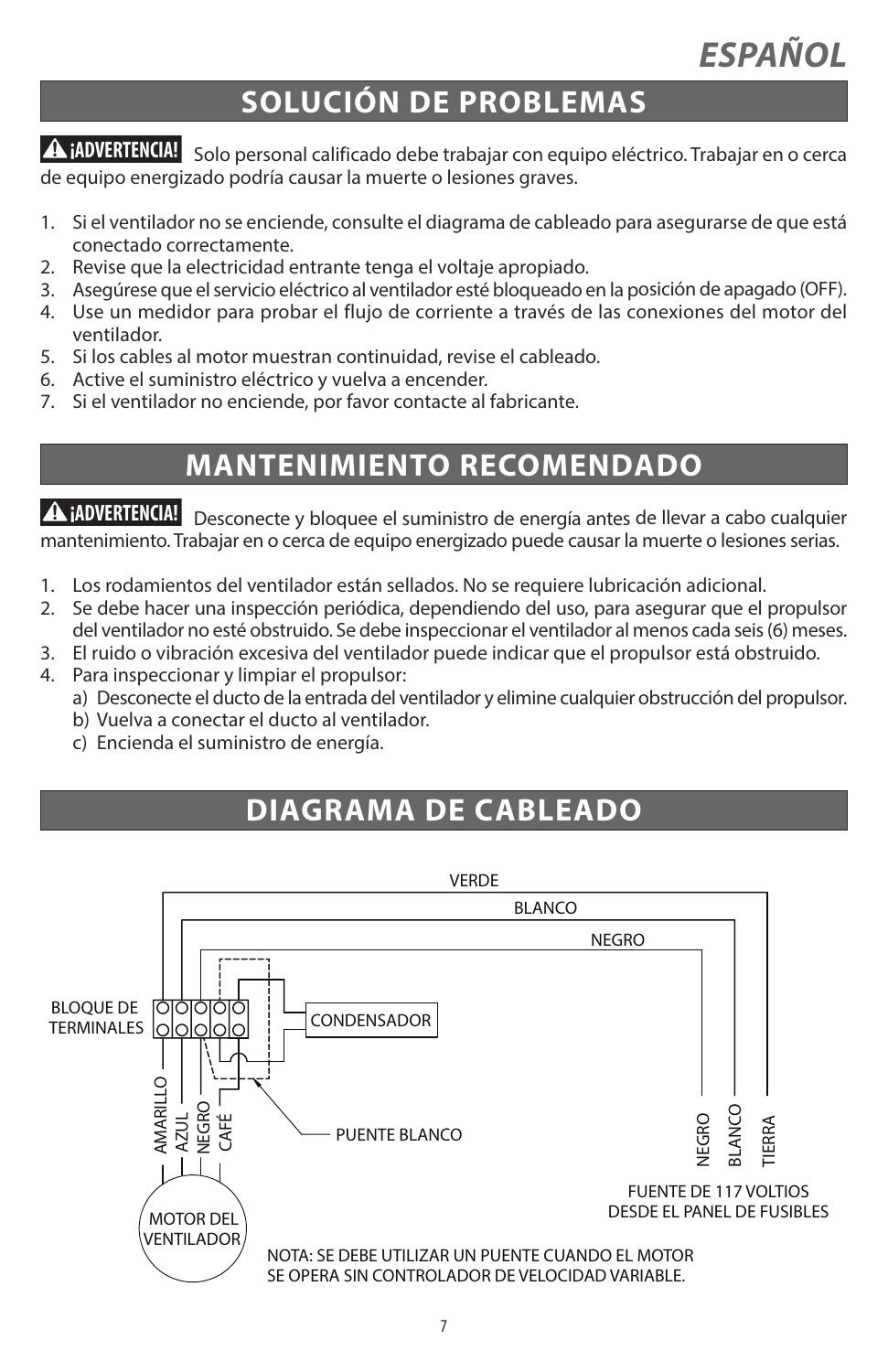# ESPAÑOL

## SOLUCIÓN DE PROBLEMAS

**⚠ ¡ADVERTENCIA!** Solo personal calificado debe trabajar con equipo eléctrico. Trabajar en o cerca de equipo energizado podría causar la muerte o lesiones graves.

1. Si el ventilador no se enciende, consulte el diagrama de cableado para asegurarse de que está conectado correctamente.
2. Revise que la electricidad entrante tenga el voltaje apropiado.
3. Asegúrese que el servicio eléctrico al ventilador esté bloqueado en la posición de apagado (OFF).
4. Use un medidor para probar el flujo de corriente a través de las conexiones del motor del ventilador.
5. Si los cables al motor muestran continuidad, revise el cableado.
6. Active el suministro eléctrico y vuelva a encender.
7. Si el ventilador no enciende, por favor contacte al fabricante.

## MANTENIMIENTO RECOMENDADO

**⚠ ¡ADVERTENCIA!** Desconecte y bloquee el suministro de energía antes de llevar a cabo cualquier mantenimiento. Trabajar en o cerca de equipo energizado puede causar la muerte o lesiones serias.

1. Los rodamientos del ventilador están sellados. No se requiere lubricación adicional.
2. Se debe hacer una inspección periódica, dependiendo del uso, para asegurar que el propulsor del ventilador no esté obstruido. Se debe inspeccionar el ventilador al menos cada seis (6) meses.
3. El ruido o vibración excesiva del ventilador puede indicar que el propulsor está obstruido.
4. Para inspeccionar y limpiar el propulsor:
   a) Desconecte el ducto de la entrada del ventilador y elimine cualquier obstrucción del propulsor.
   b) Vuelva a conectar el ducto al ventilador.
   c) Encienda el suministro de energía.

## DIAGRAMA DE CABLEADO

VERDE

BLANCO

NEGRO

BLOQUE DE TERMINALES

CONDENSADOR

AMARILLO AZUL NEGRO CAFÉ

PUENTE BLANCO

NEGRO BLANCO TIERRA

MOTOR DEL VENTILADOR

FUENTE DE 117 VOLTIOS DESDE EL PANEL DE FUSIBLES

NOTA: SE DEBE UTILIZAR UN PUENTE CUANDO EL MOTOR SE OPERA SIN CONTROLADOR DE VELOCIDAD VARIABLE.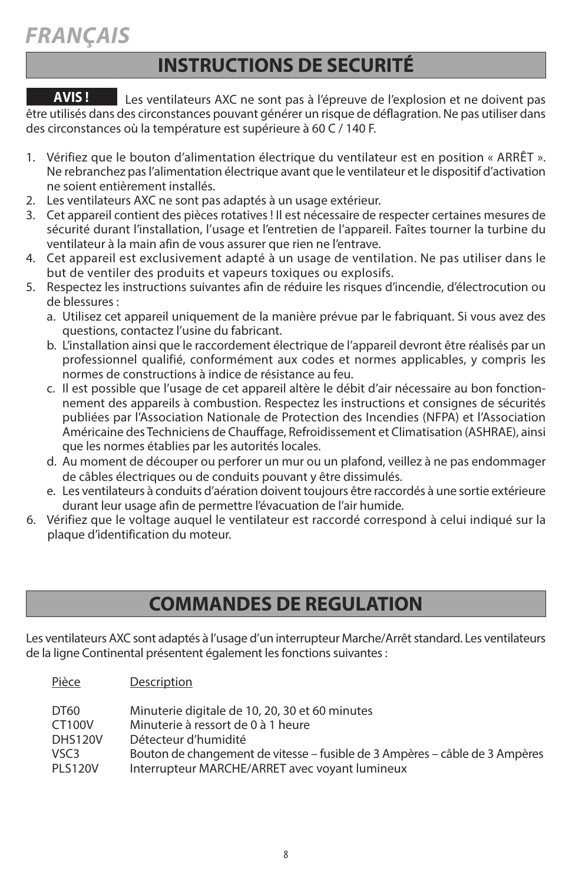# *FRANÇAIS*

## INSTRUCTIONS DE SECURITÉ

**AVIS !** Les ventilateurs AXC ne sont pas à l'épreuve de l'explosion et ne doivent pas être utilisés dans des circonstances pouvant générer un risque de déflagration. Ne pas utiliser dans des circonstances où la température est supérieure à 60 C / 140 F.

1. Vérifiez que le bouton d'alimentation électrique du ventilateur est en position « ARRÊT ». Ne rebranchez pas l'alimentation électrique avant que le ventilateur et le dispositif d'activation ne soient entièrement installés.
2. Les ventilateurs AXC ne sont pas adaptés à un usage extérieur.
3. Cet appareil contient des pièces rotatives ! Il est nécessaire de respecter certaines mesures de sécurité durant l'installation, l'usage et l'entretien de l'appareil. Faîtes tourner la turbine du ventilateur à la main afin de vous assurer que rien ne l'entrave.
4. Cet appareil est exclusivement adapté à un usage de ventilation. Ne pas utiliser dans le but de ventiler des produits et vapeurs toxiques ou explosifs.
5. Respectez les instructions suivantes afin de réduire les risques d'incendie, d'électrocution ou de blessures :
   a. Utilisez cet appareil uniquement de la manière prévue par le fabriquant. Si vous avez des questions, contactez l'usine du fabricant.
   b. L'installation ainsi que le raccordement électrique de l'appareil devront être réalisés par un professionnel qualifié, conformément aux codes et normes applicables, y compris les normes de constructions à indice de résistance au feu.
   c. Il est possible que l'usage de cet appareil altère le débit d'air nécessaire au bon fonctionnement des appareils à combustion. Respectez les instructions et consignes de sécurités publiées par l'Association Nationale de Protection des Incendies (NFPA) et l'Association Américaine des Techniciens de Chauffage, Refroidissement et Climatisation (ASHRAE), ainsi que les normes établies par les autorités locales.
   d. Au moment de découper ou perforer un mur ou un plafond, veillez à ne pas endommager de câbles électriques ou de conduits pouvant y être dissimulés.
   e. Les ventilateurs à conduits d'aération doivent toujours être raccordés à une sortie extérieure durant leur usage afin de permettre l'évacuation de l'air humide.
6. Vérifiez que le voltage auquel le ventilateur est raccordé correspond à celui indiqué sur la plaque d'identification du moteur.

## COMMANDES DE REGULATION

Les ventilateurs AXC sont adaptés à l'usage d'un interrupteur Marche/Arrêt standard. Les ventilateurs de la ligne Continental présentent également les fonctions suivantes :

| Pièce | Description |
|---|---|
| DT60 | Minuterie digitale de 10, 20, 30 et 60 minutes |
| CT100V | Minuterie à ressort de 0 à 1 heure |
| DHS120V | Détecteur d'humidité |
| VSC3 | Bouton de changement de vitesse – fusible de 3 Ampères – câble de 3 Ampères |
| PLS120V | Interrupteur MARCHE/ARRET avec voyant lumineux |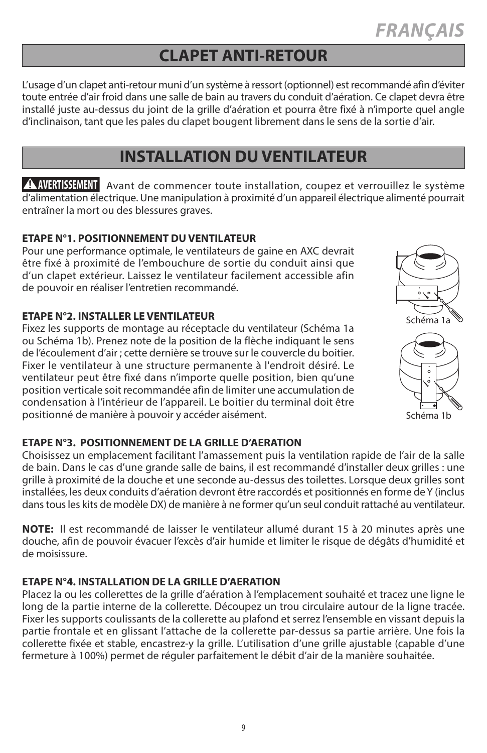# FRANÇAIS

## CLAPET ANTI-RETOUR

L'usage d'un clapet anti-retour muni d'un système à ressort (optionnel) est recommandé afin d'éviter toute entrée d'air froid dans une salle de bain au travers du conduit d'aération. Ce clapet devra être installé juste au-dessus du joint de la grille d'aération et pourra être fixé à n'importe quel angle d'inclinaison, tant que les pales du clapet bougent librement dans le sens de la sortie d'air.

## INSTALLATION DU VENTILATEUR

**⚠ AVERTISSEMENT** Avant de commencer toute installation, coupez et verrouillez le système d'alimentation électrique. Une manipulation à proximité d'un appareil électrique alimenté pourrait entraîner la mort ou des blessures graves.

**ETAPE N°1. POSITIONNEMENT DU VENTILATEUR**

Pour une performance optimale, le ventilateurs de gaine en AXC devrait être fixé à proximité de l'embouchure de sortie du conduit ainsi que d'un clapet extérieur. Laissez le ventilateur facilement accessible afin de pouvoir en réaliser l'entretien recommandé.

**ETAPE N°2. INSTALLER LE VENTILATEUR**

Fixez les supports de montage au réceptacle du ventilateur (Schéma 1a ou Schéma 1b). Prenez note de la position de la flèche indiquant le sens de l'écoulement d'air ; cette dernière se trouve sur le couvercle du boitier. Fixer le ventilateur à une structure permanente à l'endroit désiré. Le ventilateur peut être fixé dans n'importe quelle position, bien qu'une position verticale soit recommandée afin de limiter une accumulation de condensation à l'intérieur de l'appareil. Le boitier du terminal doit être positionné de manière à pouvoir y accéder aisément.

Schéma 1a

Schéma 1b

**ETAPE N°3. POSITIONNEMENT DE LA GRILLE D'AERATION**

Choisissez un emplacement facilitant l'amassement puis la ventilation rapide de l'air de la salle de bain. Dans le cas d'une grande salle de bains, il est recommandé d'installer deux grilles : une grille à proximité de la douche et une seconde au-dessus des toilettes. Lorsque deux grilles sont installées, les deux conduits d'aération devront être raccordés et positionnés en forme de Y (inclus dans tous les kits de modèle DX) de manière à ne former qu'un seul conduit rattaché au ventilateur.

**NOTE:** Il est recommandé de laisser le ventilateur allumé durant 15 à 20 minutes après une douche, afin de pouvoir évacuer l'excès d'air humide et limiter le risque de dégâts d'humidité et de moisissure.

**ETAPE N°4. INSTALLATION DE LA GRILLE D'AERATION**

Placez la ou les collerettes de la grille d'aération à l'emplacement souhaité et tracez une ligne le long de la partie interne de la collerette. Découpez un trou circulaire autour de la ligne tracée. Fixer les supports coulissants de la collerette au plafond et serrez l'ensemble en vissant depuis la partie frontale et en glissant l'attache de la collerette par-dessus sa partie arrière. Une fois la collerette fixée et stable, encastrez-y la grille. L'utilisation d'une grille ajustable (capable d'une fermeture à 100%) permet de réguler parfaitement le débit d'air de la manière souhaitée.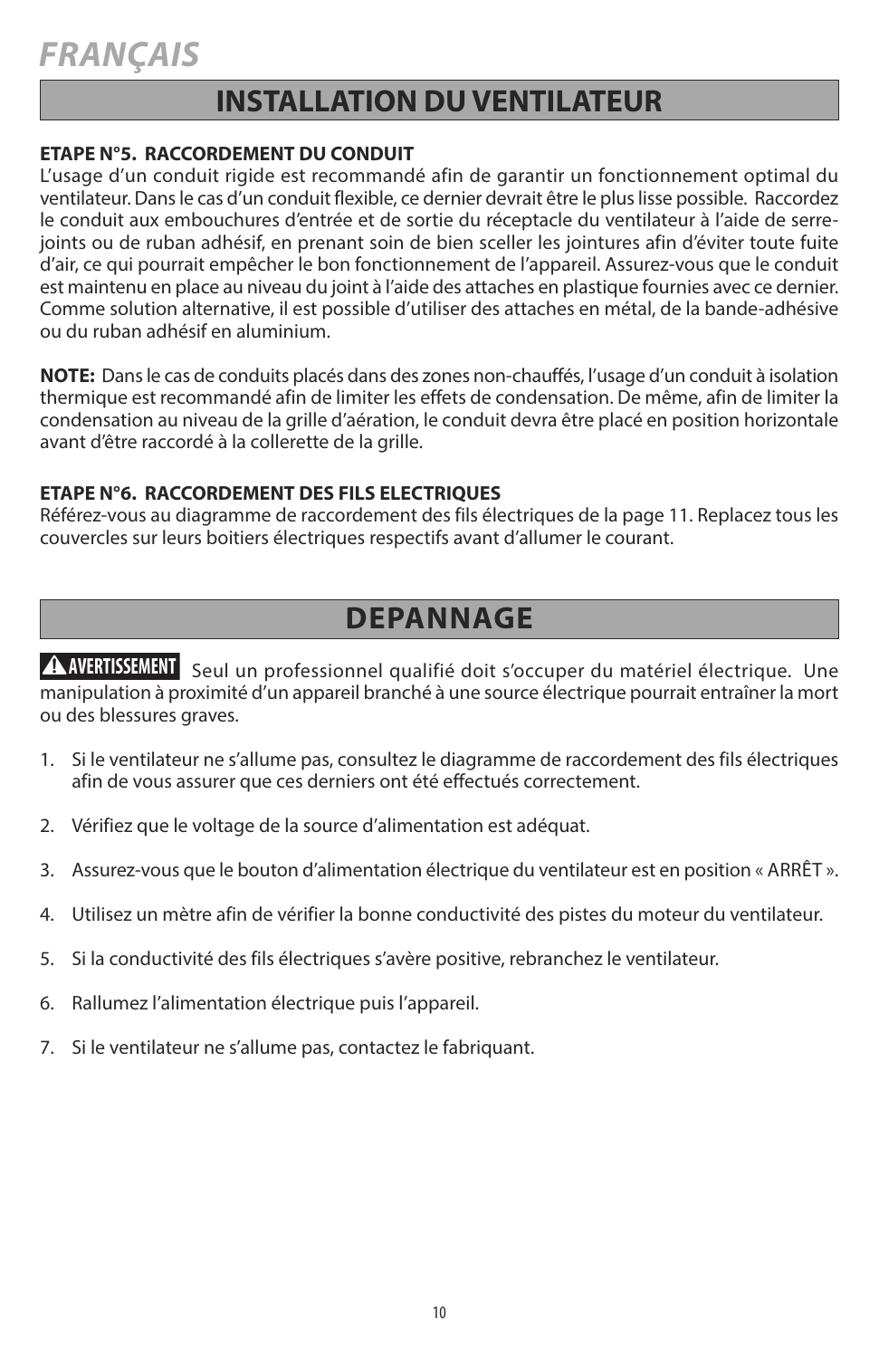# *FRANÇAIS*

## INSTALLATION DU VENTILATEUR

**ETAPE N°5. RACCORDEMENT DU CONDUIT**
L'usage d'un conduit rigide est recommandé afin de garantir un fonctionnement optimal du ventilateur. Dans le cas d'un conduit flexible, ce dernier devrait être le plus lisse possible. Raccordez le conduit aux embouchures d'entrée et de sortie du réceptacle du ventilateur à l'aide de serre-joints ou de ruban adhésif, en prenant soin de bien sceller les jointures afin d'éviter toute fuite d'air, ce qui pourrait empêcher le bon fonctionnement de l'appareil. Assurez-vous que le conduit est maintenu en place au niveau du joint à l'aide des attaches en plastique fournies avec ce dernier. Comme solution alternative, il est possible d'utiliser des attaches en métal, de la bande-adhésive ou du ruban adhésif en aluminium.

**NOTE:** Dans le cas de conduits placés dans des zones non-chauffés, l'usage d'un conduit à isolation thermique est recommandé afin de limiter les effets de condensation. De même, afin de limiter la condensation au niveau de la grille d'aération, le conduit devra être placé en position horizontale avant d'être raccordé à la collerette de la grille.

**ETAPE N°6. RACCORDEMENT DES FILS ELECTRIQUES**
Référez-vous au diagramme de raccordement des fils électriques de la page 11. Replacez tous les couvercles sur leurs boitiers électriques respectifs avant d'allumer le courant.

## DEPANNAGE

**⚠ AVERTISSEMENT** Seul un professionnel qualifié doit s'occuper du matériel électrique. Une manipulation à proximité d'un appareil branché à une source électrique pourrait entraîner la mort ou des blessures graves.

1. Si le ventilateur ne s'allume pas, consultez le diagramme de raccordement des fils électriques afin de vous assurer que ces derniers ont été effectués correctement.

2. Vérifiez que le voltage de la source d'alimentation est adéquat.

3. Assurez-vous que le bouton d'alimentation électrique du ventilateur est en position « ARRÊT ».

4. Utilisez un mètre afin de vérifier la bonne conductivité des pistes du moteur du ventilateur.

5. Si la conductivité des fils électriques s'avère positive, rebranchez le ventilateur.

6. Rallumez l'alimentation électrique puis l'appareil.

7. Si le ventilateur ne s'allume pas, contactez le fabriquant.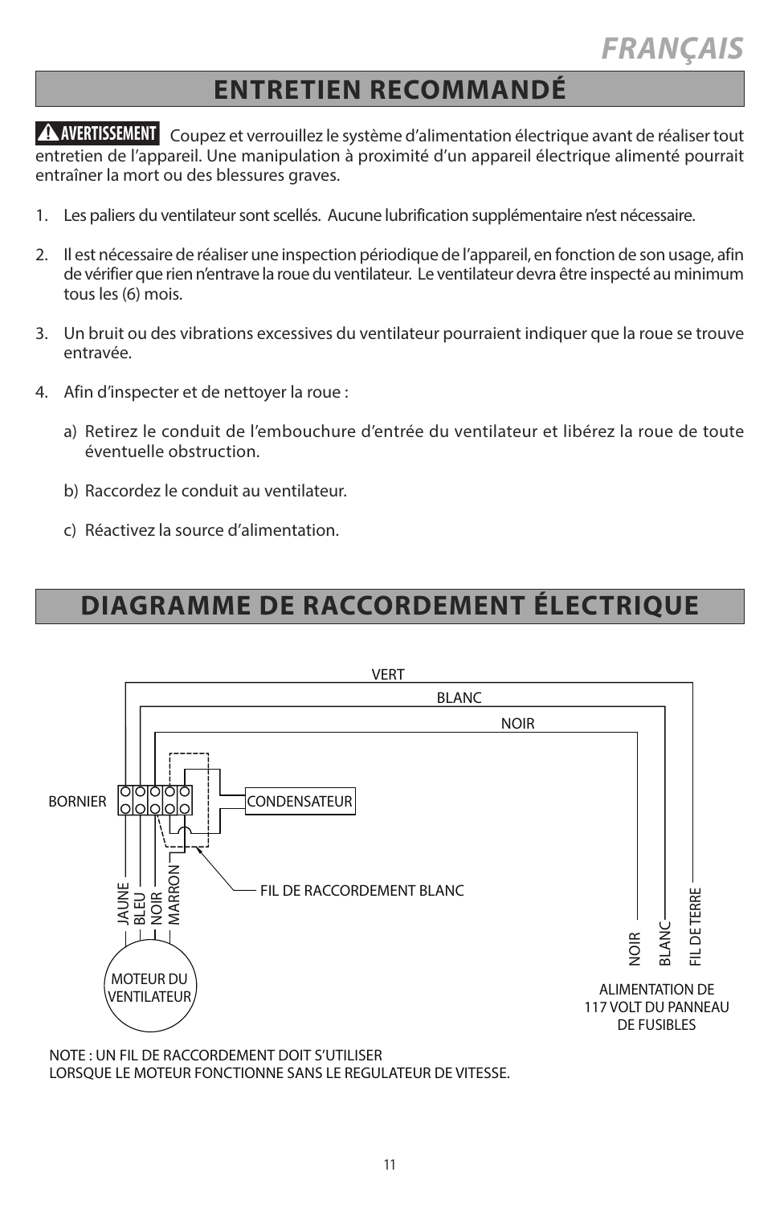## ENTRETIEN RECOMMANDÉ

**⚠ AVERTISSEMENT** Coupez et verrouillez le système d'alimentation électrique avant de réaliser tout entretien de l'appareil. Une manipulation à proximité d'un appareil électrique alimenté pourrait entraîner la mort ou des blessures graves.

1. Les paliers du ventilateur sont scellés. Aucune lubrification supplémentaire n'est nécessaire.

2. Il est nécessaire de réaliser une inspection périodique de l'appareil, en fonction de son usage, afin de vérifier que rien n'entrave la roue du ventilateur. Le ventilateur devra être inspecté au minimum tous les (6) mois.

3. Un bruit ou des vibrations excessives du ventilateur pourraient indiquer que la roue se trouve entravée.

4. Afin d'inspecter et de nettoyer la roue :

   a) Retirez le conduit de l'embouchure d'entrée du ventilateur et libérez la roue de toute éventuelle obstruction.

   b) Raccordez le conduit au ventilateur.

   c) Réactivez la source d'alimentation.

## DIAGRAMME DE RACCORDEMENT ÉLECTRIQUE

VERT

BLANC

NOIR

BORNIER

CONDENSATEUR

FIL DE RACCORDEMENT BLANC

JAUNE BLEU NOIR MARRON

MOTEUR DU VENTILATEUR

NOIR BLANC FIL DE TERRE

ALIMENTATION DE 117 VOLT DU PANNEAU DE FUSIBLES

NOTE : UN FIL DE RACCORDEMENT DOIT S'UTILISER LORSQUE LE MOTEUR FONCTIONNE SANS LE REGULATEUR DE VITESSE.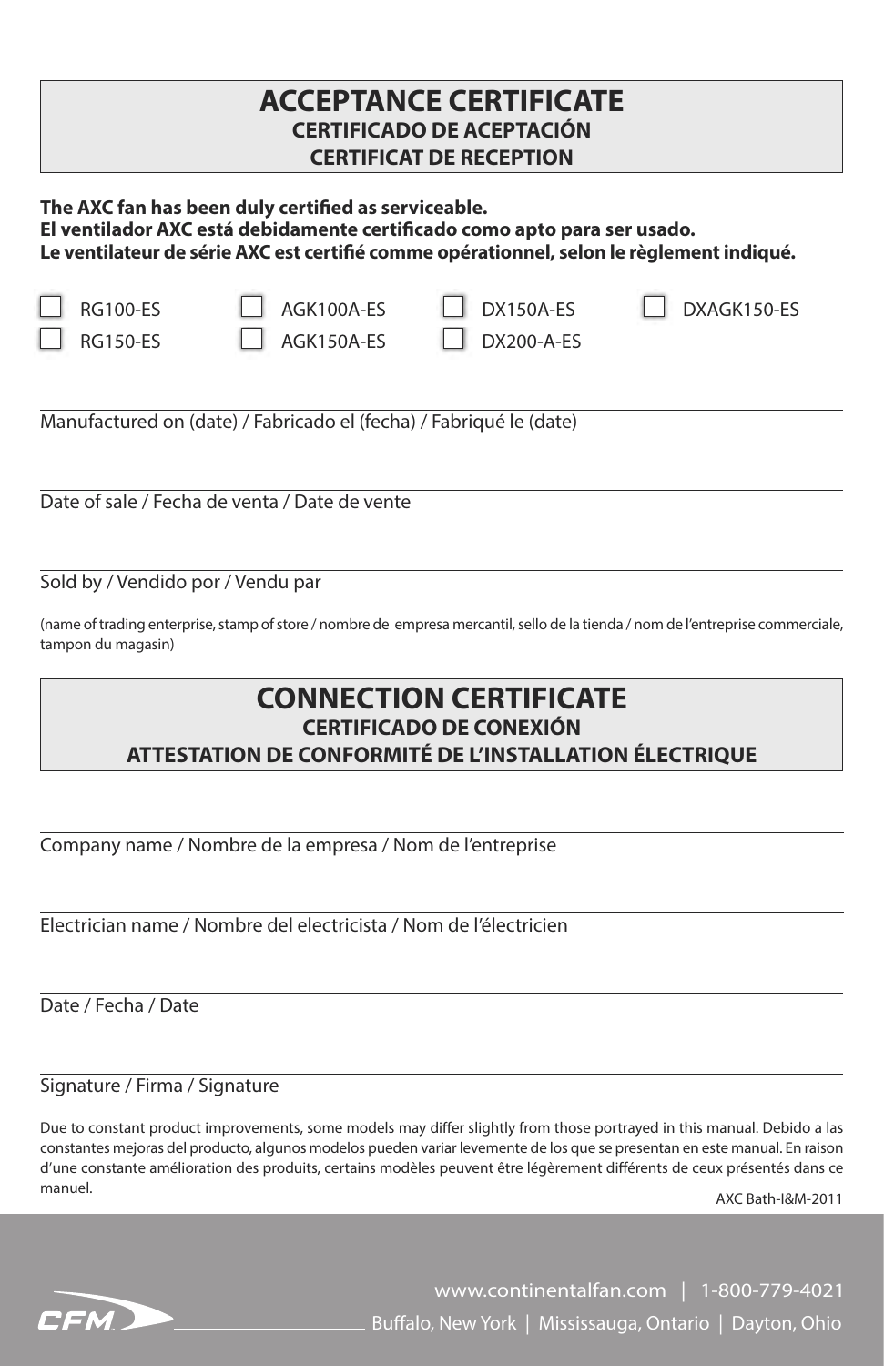# ACCEPTANCE CERTIFICATE

**CERTIFICADO DE ACEPTACIÓN**

**CERTIFICAT DE RECEPTION**

**The AXC fan has been duly certified as serviceable.**
**El ventilador AXC está debidamente certificado como apto para ser usado.**
**Le ventilateur de série AXC est certifié comme opérationnel, selon le règlement indiqué.**

- ☐ RG100-ES
- ☐ RG150-ES
- ☐ AGK100A-ES
- ☐ AGK150A-ES
- ☐ DX150A-ES
- ☐ DX200-A-ES
- ☐ DXAGK150-ES

Manufactured on (date) / Fabricado el (fecha) / Fabriqué le (date)

Date of sale / Fecha de venta / Date de vente

Sold by / Vendido por / Vendu par

(name of trading enterprise, stamp of store / nombre de empresa mercantil, sello de la tienda / nom de l'entreprise commerciale, tampon du magasin)

# CONNECTION CERTIFICATE

**CERTIFICADO DE CONEXIÓN**

**ATTESTATION DE CONFORMITÉ DE L'INSTALLATION ÉLECTRIQUE**

Company name / Nombre de la empresa / Nom de l'entreprise

Electrician name / Nombre del electricista / Nom de l'électricien

Date / Fecha / Date

Signature / Firma / Signature

Due to constant product improvements, some models may differ slightly from those portrayed in this manual. Debido a las constantes mejoras del producto, algunos modelos pueden variar levemente de los que se presentan en este manual. En raison d'une constante amélioration des produits, certains modèles peuvent être légèrement différents de ceux présentés dans ce manuel.

AXC Bath-I&M-2011

CFM

www.continentalfan.com | 1-800-779-4021

Buffalo, New York | Mississauga, Ontario | Dayton, Ohio